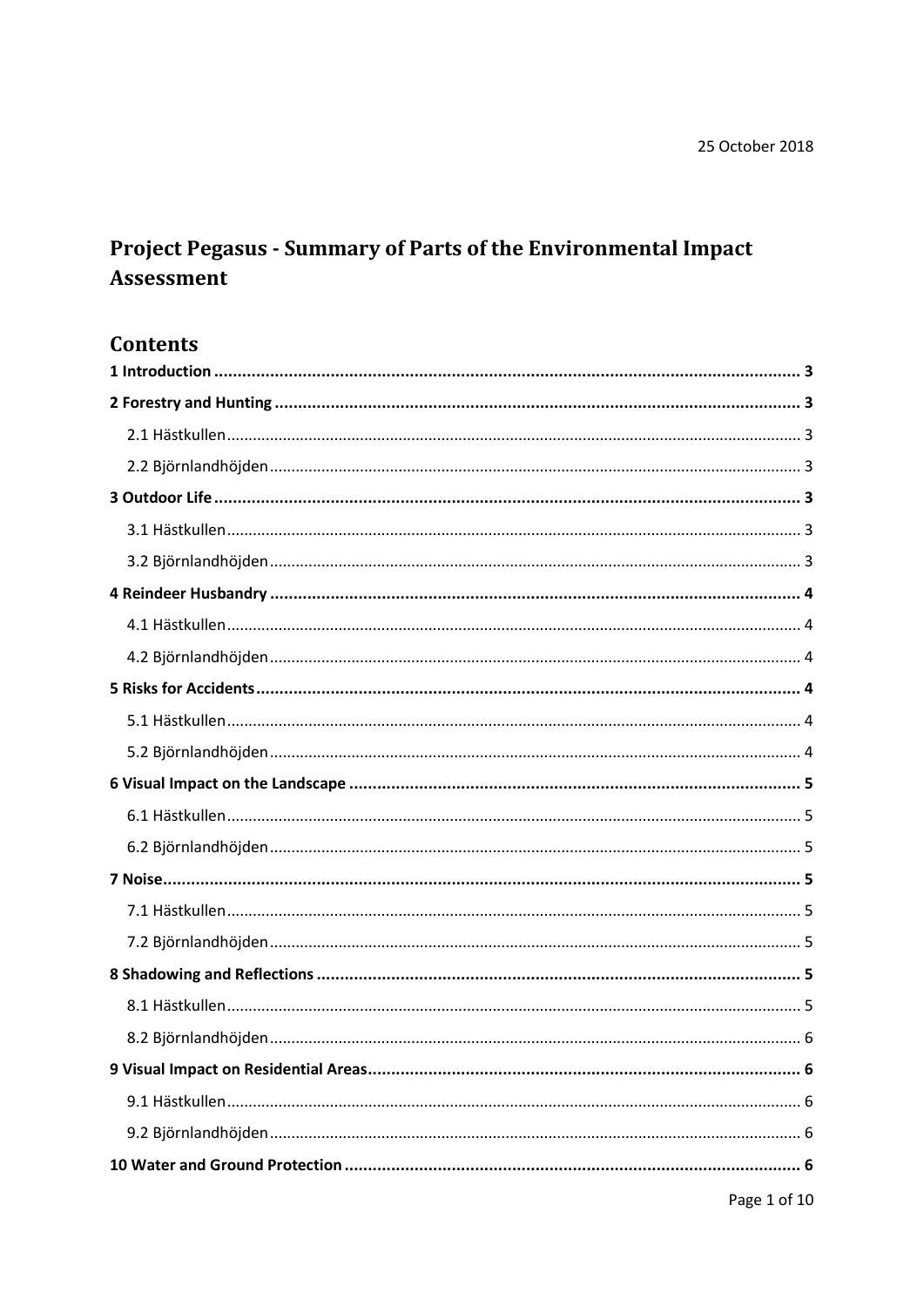25 October 2018

# Project Pegasus - Summary of Parts of the Environmental Impact Assessment

## Contents

**1 Introduction** ..... 3

**2 Forestry and Hunting** ..... 3

- 2.1 Hästkullen ..... 3
- 2.2 Björnlandhöjden ..... 3

**3 Outdoor Life** ..... 3

- 3.1 Hästkullen ..... 3
- 3.2 Björnlandhöjden ..... 3

**4 Reindeer Husbandry** ..... 4

- 4.1 Hästkullen ..... 4
- 4.2 Björnlandhöjden ..... 4

**5 Risks for Accidents** ..... 4

- 5.1 Hästkullen ..... 4
- 5.2 Björnlandhöjden ..... 4

**6 Visual Impact on the Landscape** ..... 5

- 6.1 Hästkullen ..... 5
- 6.2 Björnlandhöjden ..... 5

**7 Noise** ..... 5

- 7.1 Hästkullen ..... 5
- 7.2 Björnlandhöjden ..... 5

**8 Shadowing and Reflections** ..... 5

- 8.1 Hästkullen ..... 5
- 8.2 Björnlandhöjden ..... 6

**9 Visual Impact on Residential Areas** ..... 6

- 9.1 Hästkullen ..... 6
- 9.2 Björnlandhöjden ..... 6

**10 Water and Ground Protection** ..... 6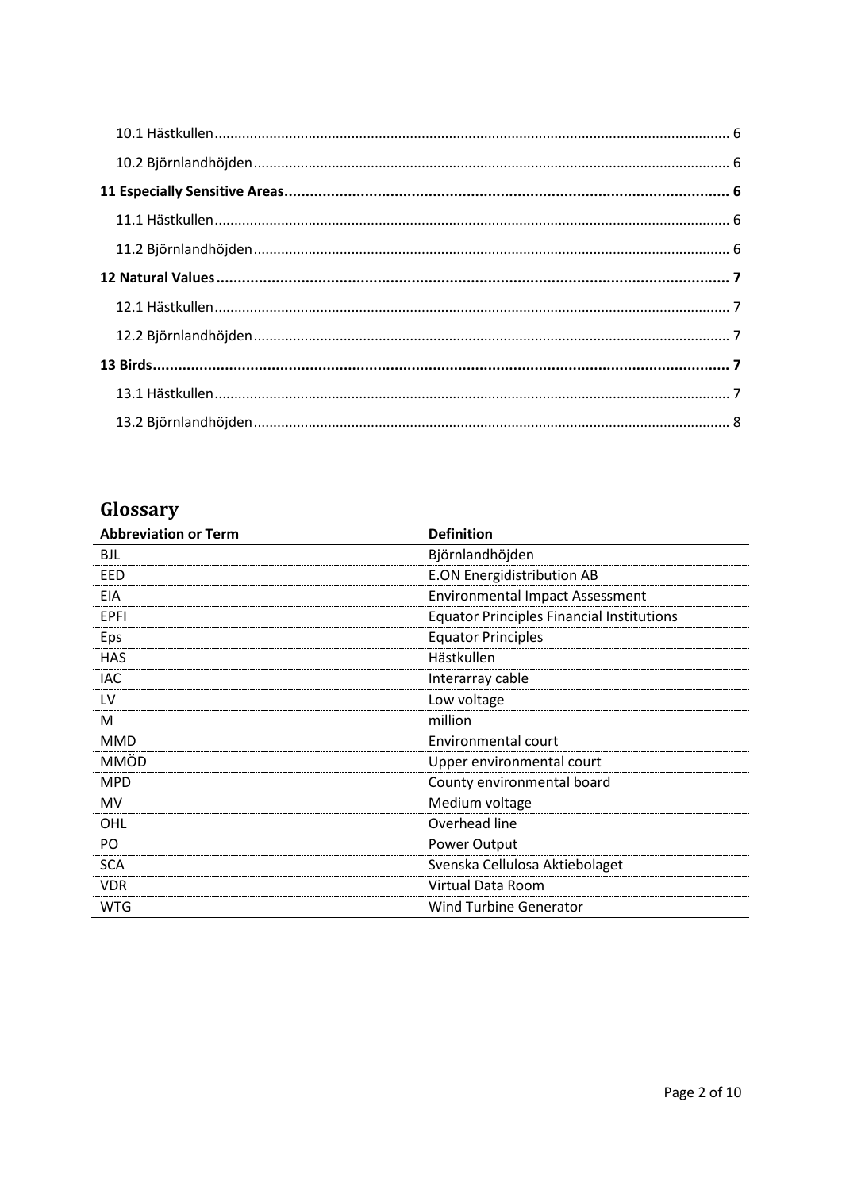10.1 Hästkullen ........................................................................................................................ 6

10.2 Björnlandhöjden ............................................................................................................... 6

**11 Especially Sensitive Areas ........................................................................................... 6**

11.1 Hästkullen ........................................................................................................................ 6

11.2 Björnlandhöjden ............................................................................................................... 6

**12 Natural Values ............................................................................................................. 7**

12.1 Hästkullen ........................................................................................................................ 7

12.2 Björnlandhöjden ............................................................................................................... 7

**13 Birds ............................................................................................................................ 7**

13.1 Hästkullen ........................................................................................................................ 7

13.2 Björnlandhöjden ............................................................................................................... 8

## Glossary

| Abbreviation or Term | Definition |
|---|---|
| BJL | Björnlandhöjden |
| EED | E.ON Energidistribution AB |
| EIA | Environmental Impact Assessment |
| EPFI | Equator Principles Financial Institutions |
| Eps | Equator Principles |
| HAS | Hästkullen |
| IAC | Interarray cable |
| LV | Low voltage |
| M | million |
| MMD | Environmental court |
| MMÖD | Upper environmental court |
| MPD | County environmental board |
| MV | Medium voltage |
| OHL | Overhead line |
| PO | Power Output |
| SCA | Svenska Cellulosa Aktiebolaget |
| VDR | Virtual Data Room |
| WTG | Wind Turbine Generator |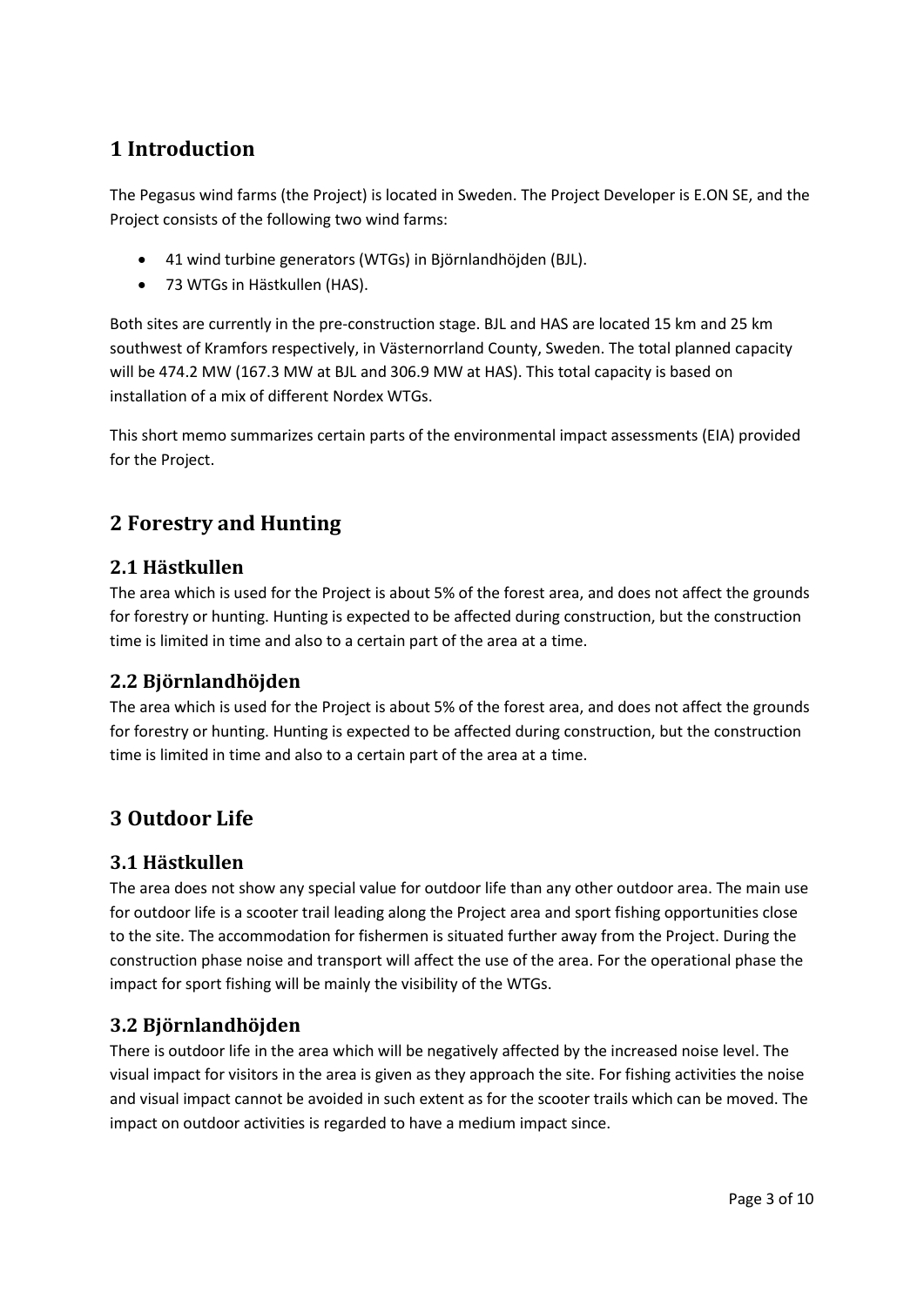# 1 Introduction

The Pegasus wind farms (the Project) is located in Sweden. The Project Developer is E.ON SE, and the Project consists of the following two wind farms:

- 41 wind turbine generators (WTGs) in Björnlandhöjden (BJL).
- 73 WTGs in Hästkullen (HAS).

Both sites are currently in the pre-construction stage. BJL and HAS are located 15 km and 25 km southwest of Kramfors respectively, in Västernorrland County, Sweden. The total planned capacity will be 474.2 MW (167.3 MW at BJL and 306.9 MW at HAS). This total capacity is based on installation of a mix of different Nordex WTGs.

This short memo summarizes certain parts of the environmental impact assessments (EIA) provided for the Project.

# 2 Forestry and Hunting

## 2.1 Hästkullen

The area which is used for the Project is about 5% of the forest area, and does not affect the grounds for forestry or hunting. Hunting is expected to be affected during construction, but the construction time is limited in time and also to a certain part of the area at a time.

## 2.2 Björnlandhöjden

The area which is used for the Project is about 5% of the forest area, and does not affect the grounds for forestry or hunting. Hunting is expected to be affected during construction, but the construction time is limited in time and also to a certain part of the area at a time.

# 3 Outdoor Life

## 3.1 Hästkullen

The area does not show any special value for outdoor life than any other outdoor area. The main use for outdoor life is a scooter trail leading along the Project area and sport fishing opportunities close to the site. The accommodation for fishermen is situated further away from the Project. During the construction phase noise and transport will affect the use of the area. For the operational phase the impact for sport fishing will be mainly the visibility of the WTGs.

## 3.2 Björnlandhöjden

There is outdoor life in the area which will be negatively affected by the increased noise level. The visual impact for visitors in the area is given as they approach the site. For fishing activities the noise and visual impact cannot be avoided in such extent as for the scooter trails which can be moved. The impact on outdoor activities is regarded to have a medium impact since.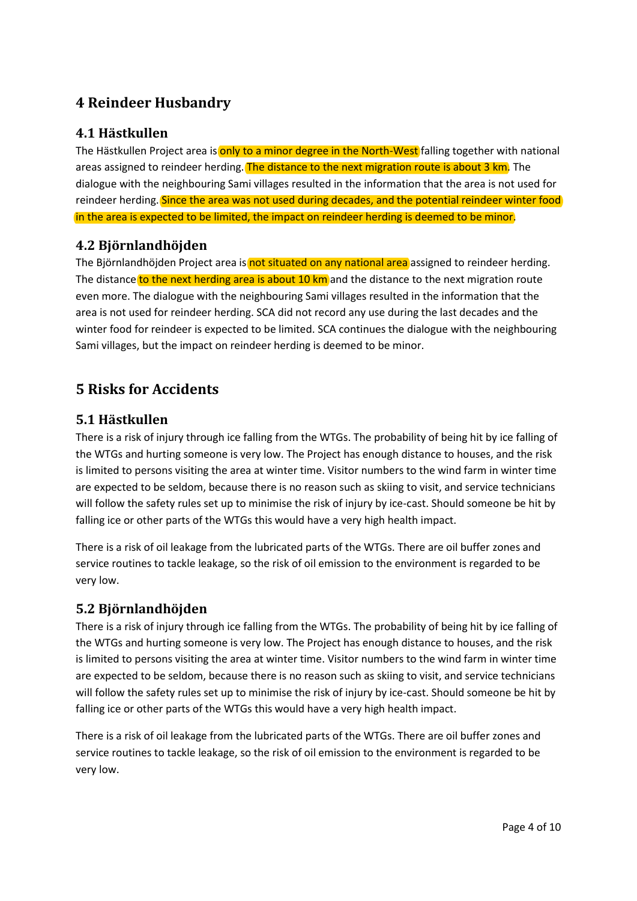# 4 Reindeer Husbandry

## 4.1 Hästkullen

The Hästkullen Project area is only to a minor degree in the North-West falling together with national areas assigned to reindeer herding. The distance to the next migration route is about 3 km. The dialogue with the neighbouring Sami villages resulted in the information that the area is not used for reindeer herding. Since the area was not used during decades, and the potential reindeer winter food in the area is expected to be limited, the impact on reindeer herding is deemed to be minor.

## 4.2 Björnlandhöjden

The Björnlandhöjden Project area is not situated on any national area assigned to reindeer herding. The distance to the next herding area is about 10 km and the distance to the next migration route even more. The dialogue with the neighbouring Sami villages resulted in the information that the area is not used for reindeer herding. SCA did not record any use during the last decades and the winter food for reindeer is expected to be limited. SCA continues the dialogue with the neighbouring Sami villages, but the impact on reindeer herding is deemed to be minor.

# 5 Risks for Accidents

## 5.1 Hästkullen

There is a risk of injury through ice falling from the WTGs. The probability of being hit by ice falling of the WTGs and hurting someone is very low. The Project has enough distance to houses, and the risk is limited to persons visiting the area at winter time. Visitor numbers to the wind farm in winter time are expected to be seldom, because there is no reason such as skiing to visit, and service technicians will follow the safety rules set up to minimise the risk of injury by ice-cast. Should someone be hit by falling ice or other parts of the WTGs this would have a very high health impact.

There is a risk of oil leakage from the lubricated parts of the WTGs. There are oil buffer zones and service routines to tackle leakage, so the risk of oil emission to the environment is regarded to be very low.

## 5.2 Björnlandhöjden

There is a risk of injury through ice falling from the WTGs. The probability of being hit by ice falling of the WTGs and hurting someone is very low. The Project has enough distance to houses, and the risk is limited to persons visiting the area at winter time. Visitor numbers to the wind farm in winter time are expected to be seldom, because there is no reason such as skiing to visit, and service technicians will follow the safety rules set up to minimise the risk of injury by ice-cast. Should someone be hit by falling ice or other parts of the WTGs this would have a very high health impact.

There is a risk of oil leakage from the lubricated parts of the WTGs. There are oil buffer zones and service routines to tackle leakage, so the risk of oil emission to the environment is regarded to be very low.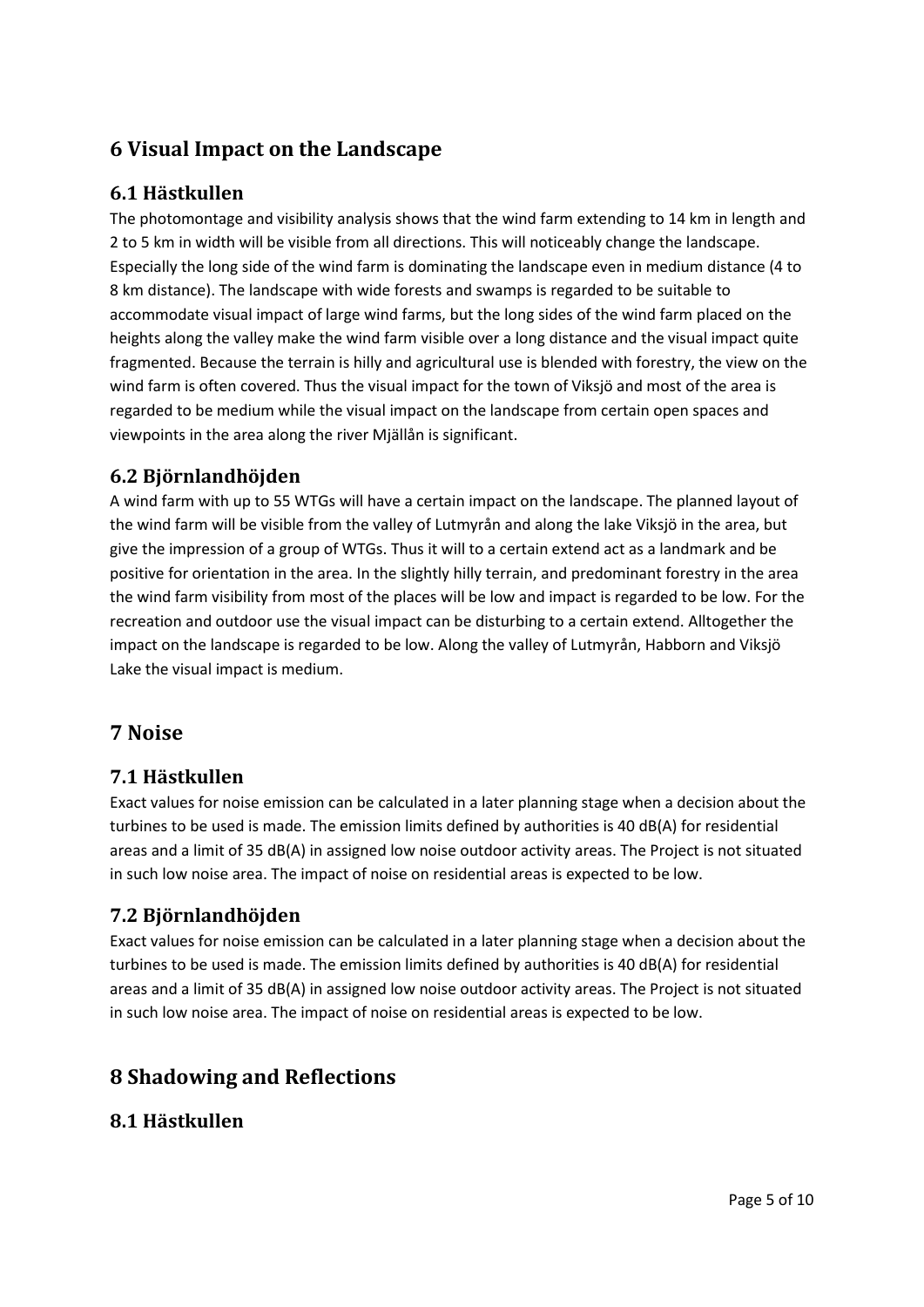# 6 Visual Impact on the Landscape

## 6.1 Hästkullen

The photomontage and visibility analysis shows that the wind farm extending to 14 km in length and 2 to 5 km in width will be visible from all directions. This will noticeably change the landscape. Especially the long side of the wind farm is dominating the landscape even in medium distance (4 to 8 km distance). The landscape with wide forests and swamps is regarded to be suitable to accommodate visual impact of large wind farms, but the long sides of the wind farm placed on the heights along the valley make the wind farm visible over a long distance and the visual impact quite fragmented. Because the terrain is hilly and agricultural use is blended with forestry, the view on the wind farm is often covered. Thus the visual impact for the town of Viksjö and most of the area is regarded to be medium while the visual impact on the landscape from certain open spaces and viewpoints in the area along the river Mjällån is significant.

## 6.2 Björnlandhöjden

A wind farm with up to 55 WTGs will have a certain impact on the landscape. The planned layout of the wind farm will be visible from the valley of Lutmyrån and along the lake Viksjö in the area, but give the impression of a group of WTGs. Thus it will to a certain extend act as a landmark and be positive for orientation in the area. In the slightly hilly terrain, and predominant forestry in the area the wind farm visibility from most of the places will be low and impact is regarded to be low. For the recreation and outdoor use the visual impact can be disturbing to a certain extend. Alltogether the impact on the landscape is regarded to be low. Along the valley of Lutmyrån, Habborn and Viksjö Lake the visual impact is medium.

# 7 Noise

## 7.1 Hästkullen

Exact values for noise emission can be calculated in a later planning stage when a decision about the turbines to be used is made. The emission limits defined by authorities is 40 dB(A) for residential areas and a limit of 35 dB(A) in assigned low noise outdoor activity areas. The Project is not situated in such low noise area. The impact of noise on residential areas is expected to be low.

## 7.2 Björnlandhöjden

Exact values for noise emission can be calculated in a later planning stage when a decision about the turbines to be used is made. The emission limits defined by authorities is 40 dB(A) for residential areas and a limit of 35 dB(A) in assigned low noise outdoor activity areas. The Project is not situated in such low noise area. The impact of noise on residential areas is expected to be low.

# 8 Shadowing and Reflections

## 8.1 Hästkullen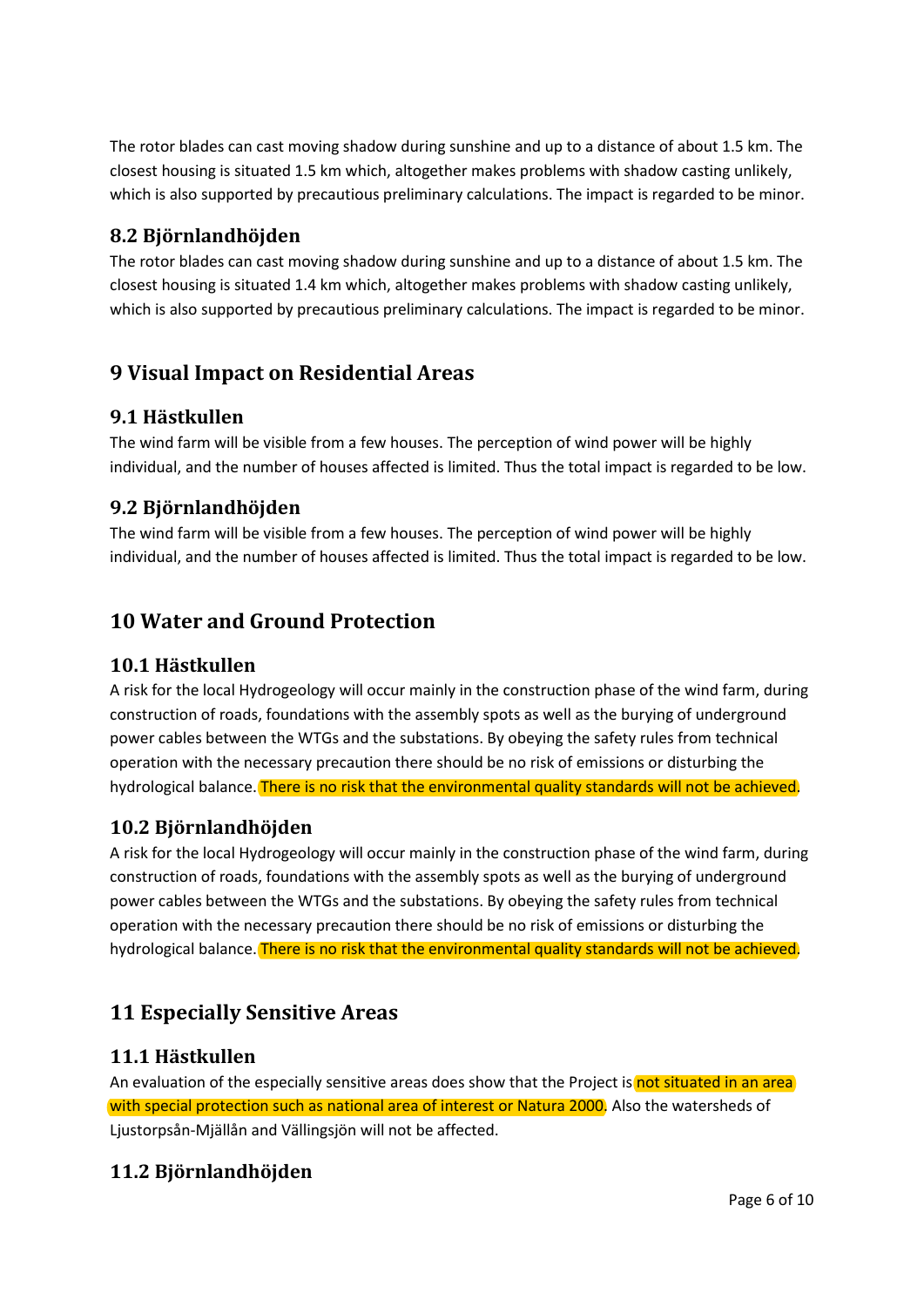The rotor blades can cast moving shadow during sunshine and up to a distance of about 1.5 km. The closest housing is situated 1.5 km which, altogether makes problems with shadow casting unlikely, which is also supported by precautious preliminary calculations. The impact is regarded to be minor.

### 8.2 Björnlandhöjden

The rotor blades can cast moving shadow during sunshine and up to a distance of about 1.5 km. The closest housing is situated 1.4 km which, altogether makes problems with shadow casting unlikely, which is also supported by precautious preliminary calculations. The impact is regarded to be minor.

## 9 Visual Impact on Residential Areas

### 9.1 Hästkullen

The wind farm will be visible from a few houses. The perception of wind power will be highly individual, and the number of houses affected is limited. Thus the total impact is regarded to be low.

### 9.2 Björnlandhöjden

The wind farm will be visible from a few houses. The perception of wind power will be highly individual, and the number of houses affected is limited. Thus the total impact is regarded to be low.

## 10 Water and Ground Protection

### 10.1 Hästkullen

A risk for the local Hydrogeology will occur mainly in the construction phase of the wind farm, during construction of roads, foundations with the assembly spots as well as the burying of underground power cables between the WTGs and the substations. By obeying the safety rules from technical operation with the necessary precaution there should be no risk of emissions or disturbing the hydrological balance. There is no risk that the environmental quality standards will not be achieved.

### 10.2 Björnlandhöjden

A risk for the local Hydrogeology will occur mainly in the construction phase of the wind farm, during construction of roads, foundations with the assembly spots as well as the burying of underground power cables between the WTGs and the substations. By obeying the safety rules from technical operation with the necessary precaution there should be no risk of emissions or disturbing the hydrological balance. There is no risk that the environmental quality standards will not be achieved.

## 11 Especially Sensitive Areas

### 11.1 Hästkullen

An evaluation of the especially sensitive areas does show that the Project is not situated in an area with special protection such as national area of interest or Natura 2000. Also the watersheds of Ljustorpsån-Mjällån and Vällingsjön will not be affected.

### 11.2 Björnlandhöjden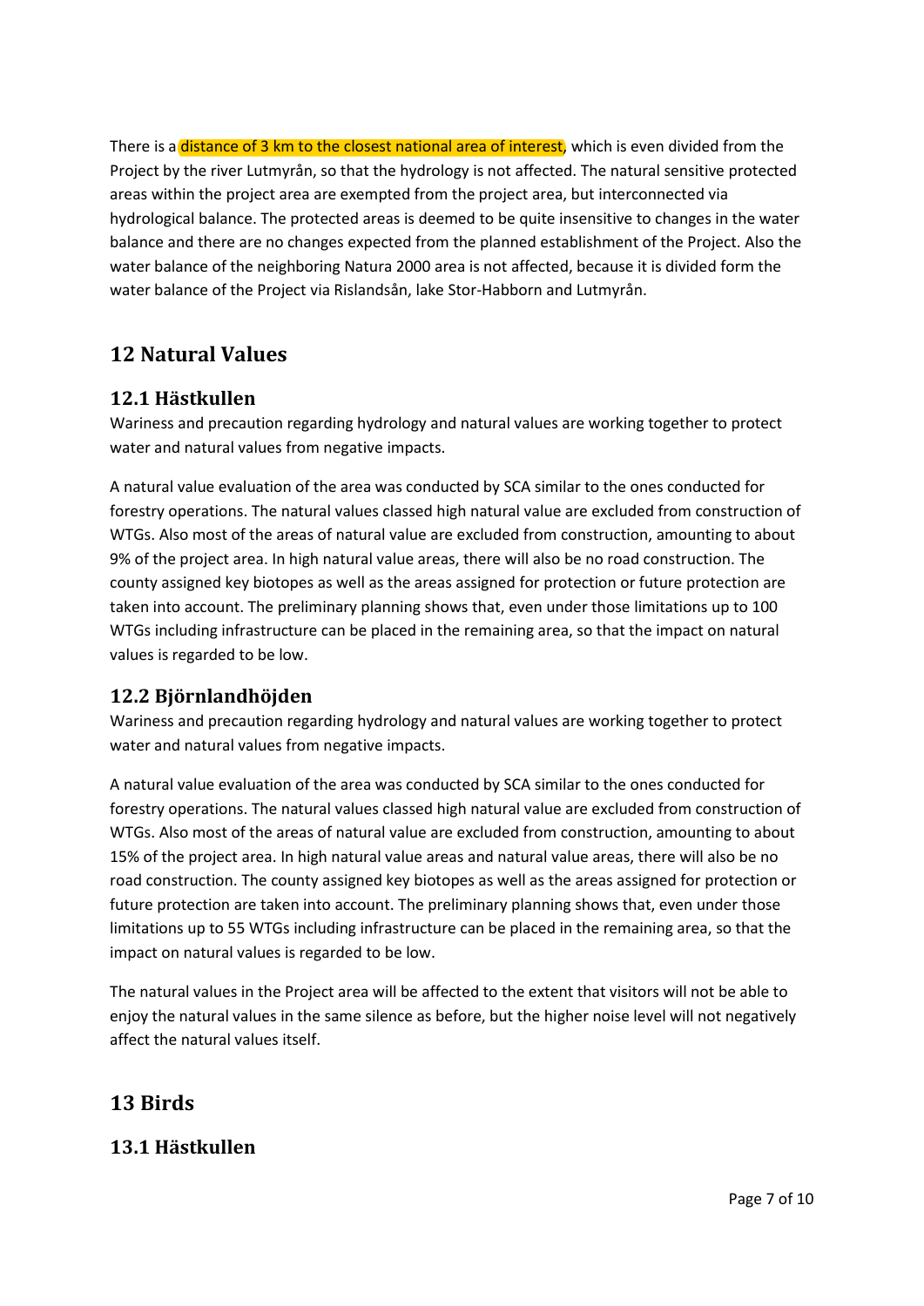There is a distance of 3 km to the closest national area of interest, which is even divided from the Project by the river Lutmyrån, so that the hydrology is not affected. The natural sensitive protected areas within the project area are exempted from the project area, but interconnected via hydrological balance. The protected areas is deemed to be quite insensitive to changes in the water balance and there are no changes expected from the planned establishment of the Project. Also the water balance of the neighboring Natura 2000 area is not affected, because it is divided form the water balance of the Project via Rislandsån, lake Stor-Habborn and Lutmyrån.

# 12 Natural Values

## 12.1 Hästkullen

Wariness and precaution regarding hydrology and natural values are working together to protect water and natural values from negative impacts.

A natural value evaluation of the area was conducted by SCA similar to the ones conducted for forestry operations. The natural values classed high natural value are excluded from construction of WTGs. Also most of the areas of natural value are excluded from construction, amounting to about 9% of the project area. In high natural value areas, there will also be no road construction. The county assigned key biotopes as well as the areas assigned for protection or future protection are taken into account. The preliminary planning shows that, even under those limitations up to 100 WTGs including infrastructure can be placed in the remaining area, so that the impact on natural values is regarded to be low.

## 12.2 Björnlandhöjden

Wariness and precaution regarding hydrology and natural values are working together to protect water and natural values from negative impacts.

A natural value evaluation of the area was conducted by SCA similar to the ones conducted for forestry operations. The natural values classed high natural value are excluded from construction of WTGs. Also most of the areas of natural value are excluded from construction, amounting to about 15% of the project area. In high natural value areas and natural value areas, there will also be no road construction. The county assigned key biotopes as well as the areas assigned for protection or future protection are taken into account. The preliminary planning shows that, even under those limitations up to 55 WTGs including infrastructure can be placed in the remaining area, so that the impact on natural values is regarded to be low.

The natural values in the Project area will be affected to the extent that visitors will not be able to enjoy the natural values in the same silence as before, but the higher noise level will not negatively affect the natural values itself.

# 13 Birds

## 13.1 Hästkullen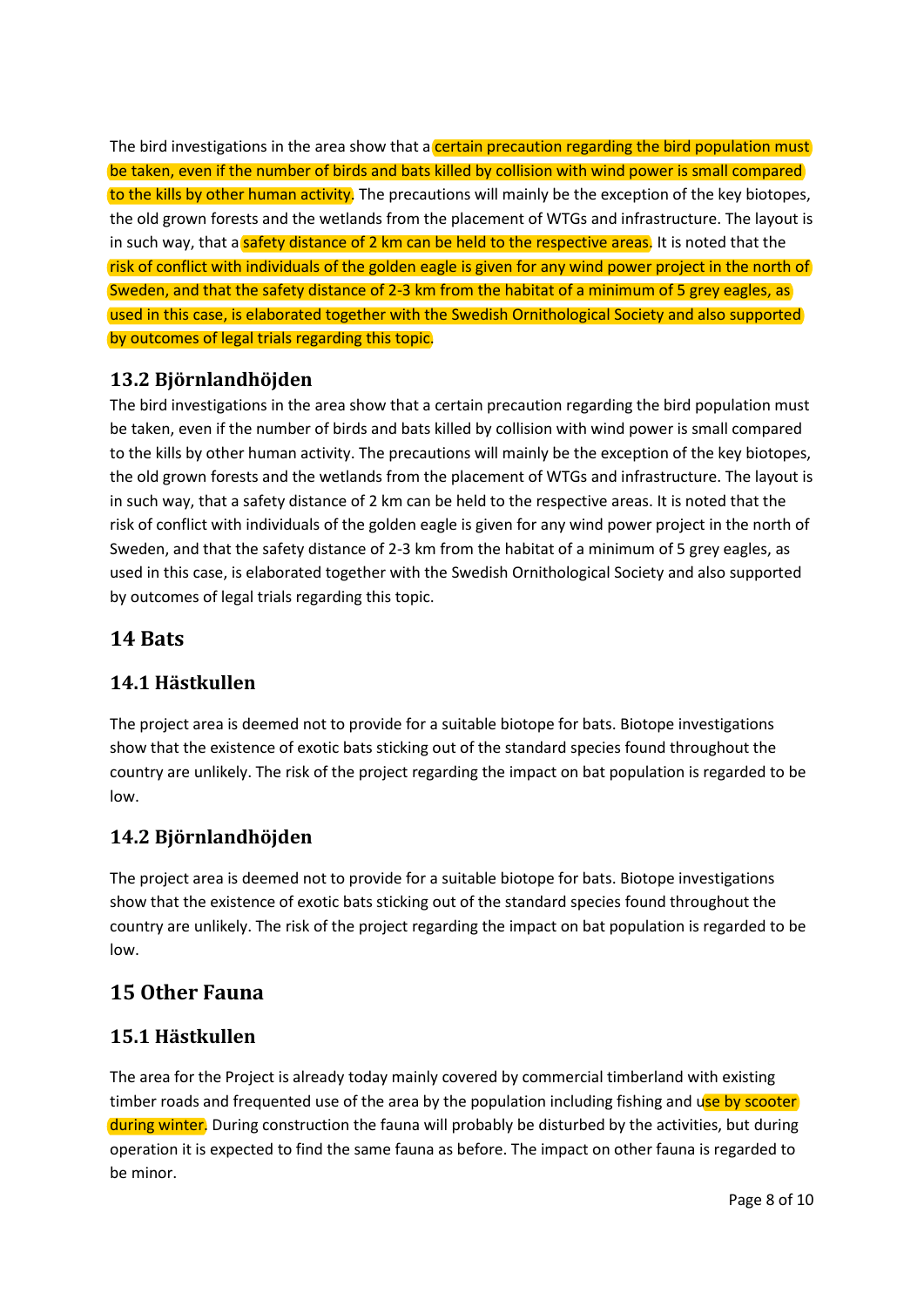The bird investigations in the area show that a certain precaution regarding the bird population must be taken, even if the number of birds and bats killed by collision with wind power is small compared to the kills by other human activity. The precautions will mainly be the exception of the key biotopes, the old grown forests and the wetlands from the placement of WTGs and infrastructure. The layout is in such way, that a safety distance of 2 km can be held to the respective areas. It is noted that the risk of conflict with individuals of the golden eagle is given for any wind power project in the north of Sweden, and that the safety distance of 2-3 km from the habitat of a minimum of 5 grey eagles, as used in this case, is elaborated together with the Swedish Ornithological Society and also supported by outcomes of legal trials regarding this topic.

## 13.2 Björnlandhöjden

The bird investigations in the area show that a certain precaution regarding the bird population must be taken, even if the number of birds and bats killed by collision with wind power is small compared to the kills by other human activity. The precautions will mainly be the exception of the key biotopes, the old grown forests and the wetlands from the placement of WTGs and infrastructure. The layout is in such way, that a safety distance of 2 km can be held to the respective areas. It is noted that the risk of conflict with individuals of the golden eagle is given for any wind power project in the north of Sweden, and that the safety distance of 2-3 km from the habitat of a minimum of 5 grey eagles, as used in this case, is elaborated together with the Swedish Ornithological Society and also supported by outcomes of legal trials regarding this topic.

# 14 Bats

## 14.1 Hästkullen

The project area is deemed not to provide for a suitable biotope for bats. Biotope investigations show that the existence of exotic bats sticking out of the standard species found throughout the country are unlikely. The risk of the project regarding the impact on bat population is regarded to be low.

## 14.2 Björnlandhöjden

The project area is deemed not to provide for a suitable biotope for bats. Biotope investigations show that the existence of exotic bats sticking out of the standard species found throughout the country are unlikely. The risk of the project regarding the impact on bat population is regarded to be low.

# 15 Other Fauna

## 15.1 Hästkullen

The area for the Project is already today mainly covered by commercial timberland with existing timber roads and frequented use of the area by the population including fishing and use by scooter during winter. During construction the fauna will probably be disturbed by the activities, but during operation it is expected to find the same fauna as before. The impact on other fauna is regarded to be minor.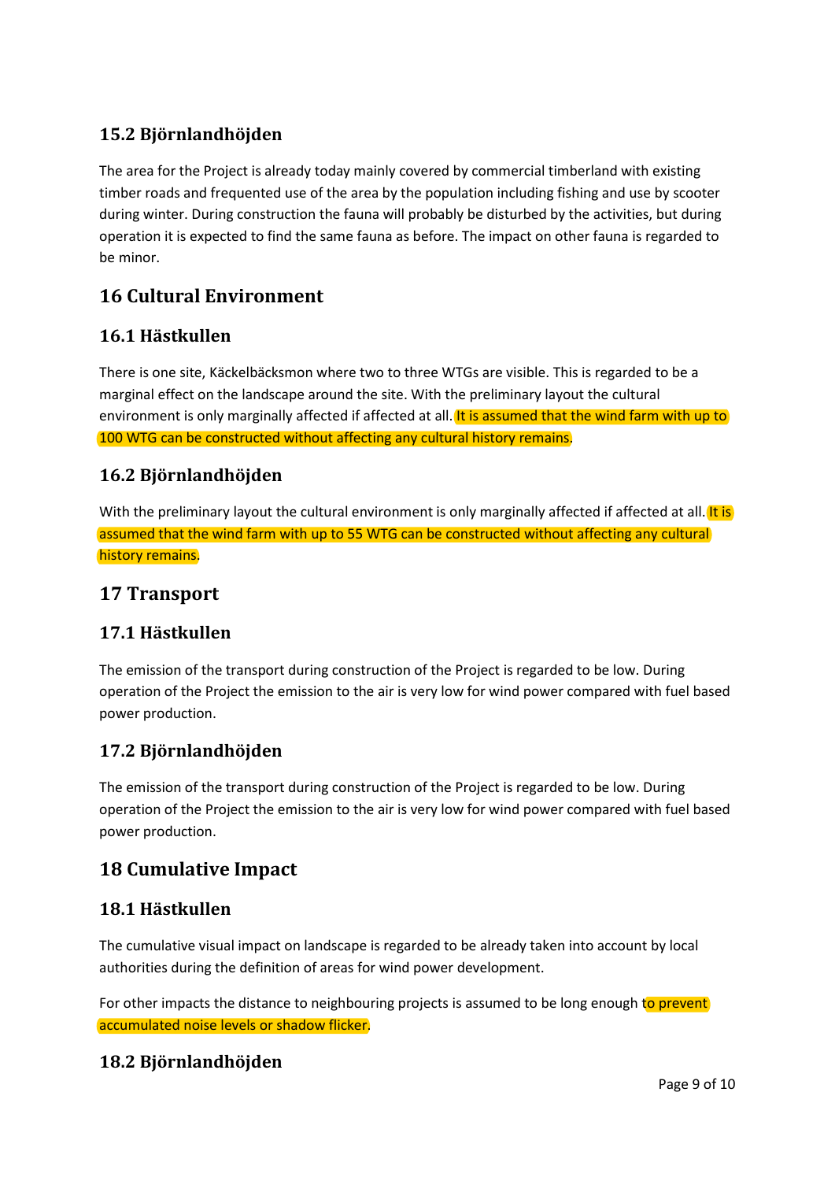## 15.2 Björnlandhöjden

The area for the Project is already today mainly covered by commercial timberland with existing timber roads and frequented use of the area by the population including fishing and use by scooter during winter. During construction the fauna will probably be disturbed by the activities, but during operation it is expected to find the same fauna as before. The impact on other fauna is regarded to be minor.

# 16 Cultural Environment

## 16.1 Hästkullen

There is one site, Käckelbäcksmon where two to three WTGs are visible. This is regarded to be a marginal effect on the landscape around the site. With the preliminary layout the cultural environment is only marginally affected if affected at all. It is assumed that the wind farm with up to 100 WTG can be constructed without affecting any cultural history remains.

## 16.2 Björnlandhöjden

With the preliminary layout the cultural environment is only marginally affected if affected at all. It is assumed that the wind farm with up to 55 WTG can be constructed without affecting any cultural history remains.

# 17 Transport

## 17.1 Hästkullen

The emission of the transport during construction of the Project is regarded to be low. During operation of the Project the emission to the air is very low for wind power compared with fuel based power production.

## 17.2 Björnlandhöjden

The emission of the transport during construction of the Project is regarded to be low. During operation of the Project the emission to the air is very low for wind power compared with fuel based power production.

# 18 Cumulative Impact

## 18.1 Hästkullen

The cumulative visual impact on landscape is regarded to be already taken into account by local authorities during the definition of areas for wind power development.

For other impacts the distance to neighbouring projects is assumed to be long enough to prevent accumulated noise levels or shadow flicker.

## 18.2 Björnlandhöjden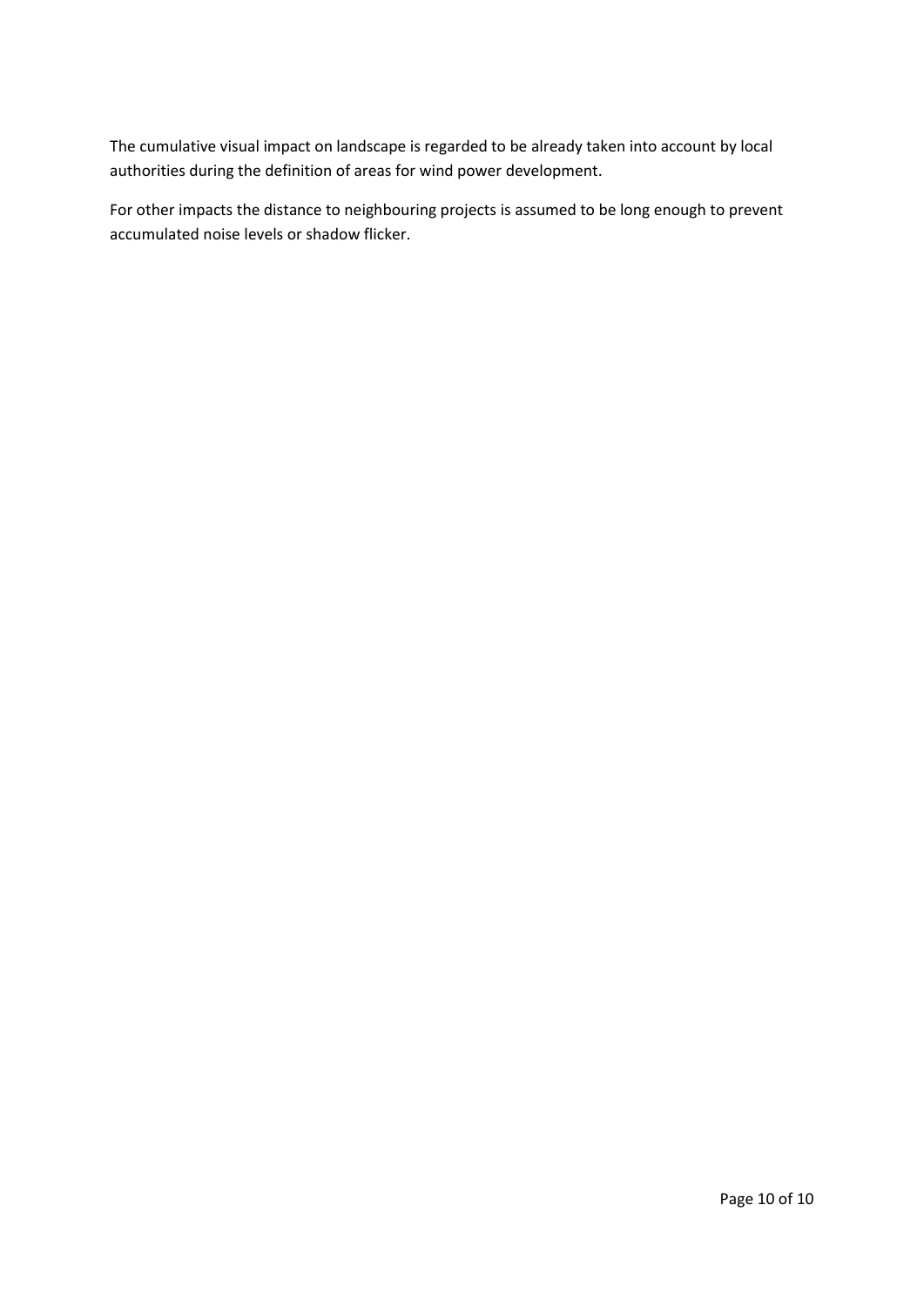The cumulative visual impact on landscape is regarded to be already taken into account by local authorities during the definition of areas for wind power development.

For other impacts the distance to neighbouring projects is assumed to be long enough to prevent accumulated noise levels or shadow flicker.